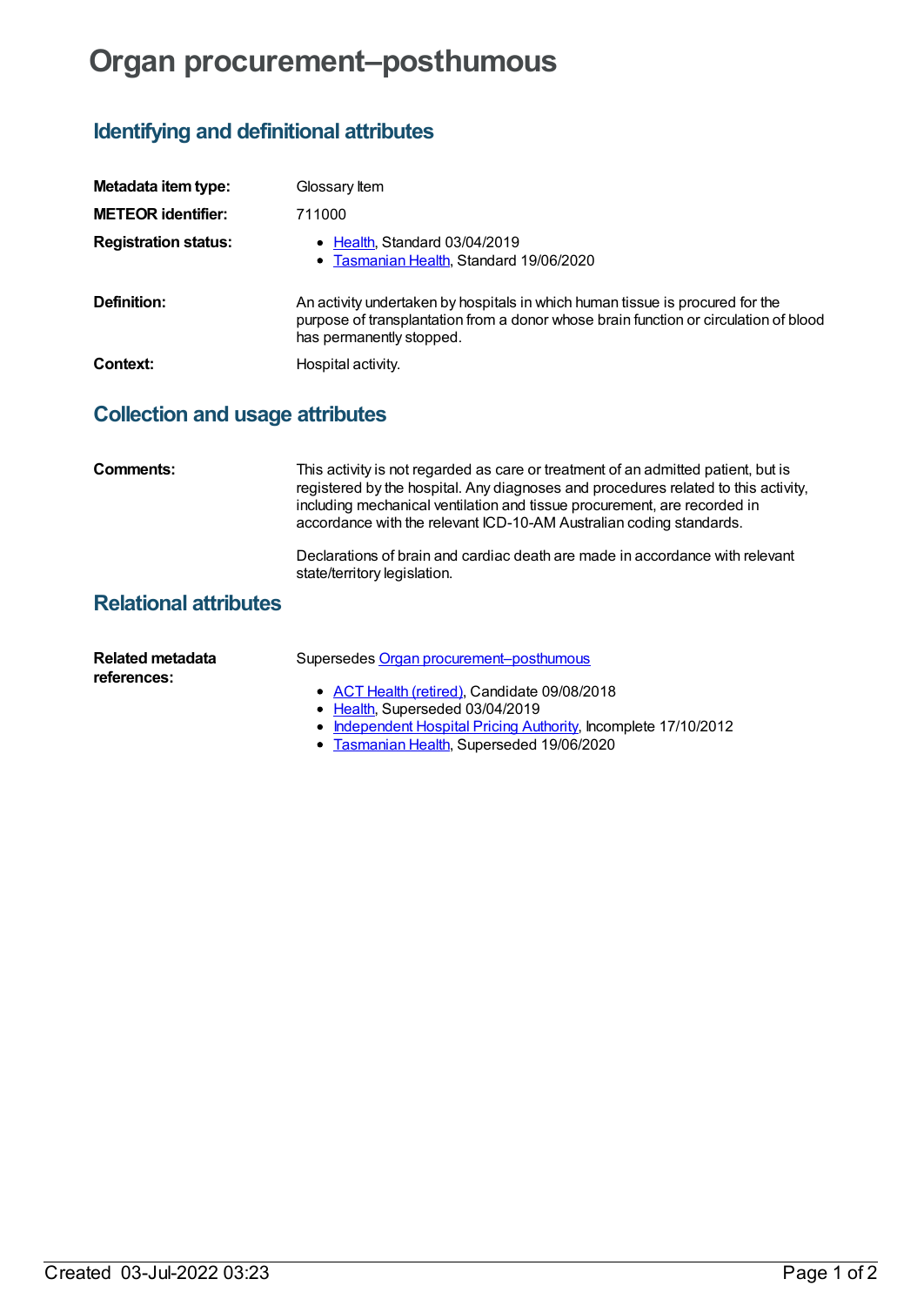# Organ procurement–posthumous

## Identifying and definitional attributes

**Metadata item type:** Glossary Item

**METEOR identifier:** 711000

**Registration status:**

- Health, Standard 03/04/2019
- Tasmanian Health, Standard 19/06/2020

**Definition:** An activity undertaken by hospitals in which human tissue is procured for the purpose of transplantation from a donor whose brain function or circulation of blood has permanently stopped.

**Context:** Hospital activity.

## Collection and usage attributes

**Comments:** This activity is not regarded as care or treatment of an admitted patient, but is registered by the hospital. Any diagnoses and procedures related to this activity, including mechanical ventilation and tissue procurement, are recorded in accordance with the relevant ICD-10-AM Australian coding standards.

Declarations of brain and cardiac death are made in accordance with relevant state/territory legislation.

## Relational attributes

**Related metadata references:** Supersedes Organ procurement–posthumous

- ACT Health (retired), Candidate 09/08/2018
- Health, Superseded 03/04/2019
- Independent Hospital Pricing Authority, Incomplete 17/10/2012
- Tasmanian Health, Superseded 19/06/2020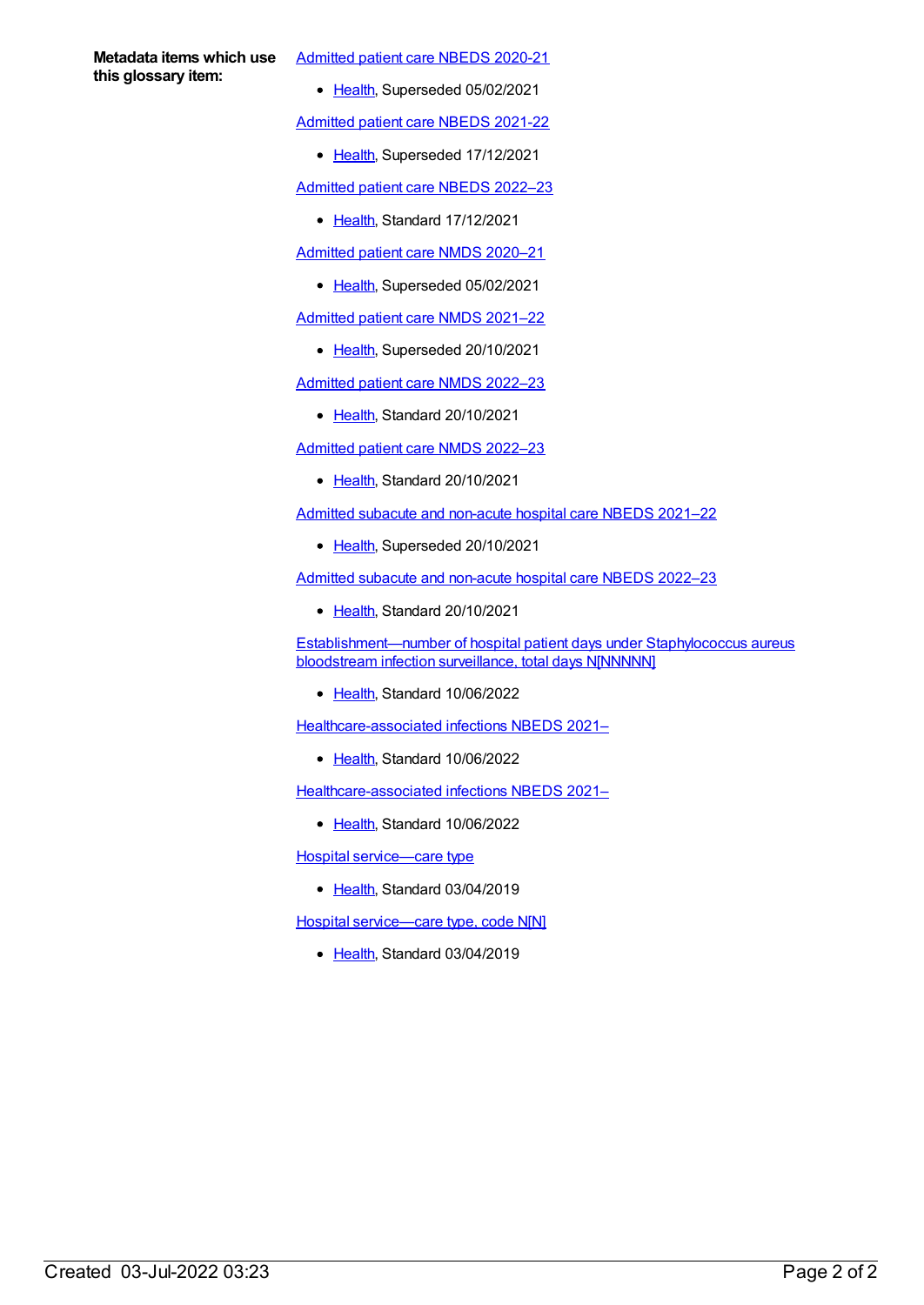**Metadata items which use this glossary item:**

Admitted patient care NBEDS 2020-21

- Health, Superseded 05/02/2021

Admitted patient care NBEDS 2021-22

- Health, Superseded 17/12/2021

Admitted patient care NBEDS 2022–23

- Health, Standard 17/12/2021

Admitted patient care NMDS 2020–21

- Health, Superseded 05/02/2021

Admitted patient care NMDS 2021–22

- Health, Superseded 20/10/2021

Admitted patient care NMDS 2022–23

- Health, Standard 20/10/2021

Admitted patient care NMDS 2022–23

- Health, Standard 20/10/2021

Admitted subacute and non-acute hospital care NBEDS 2021–22

- Health, Superseded 20/10/2021

Admitted subacute and non-acute hospital care NBEDS 2022–23

- Health, Standard 20/10/2021

Establishment—number of hospital patient days under Staphylococcus aureus bloodstream infection surveillance, total days N[NNNNN]

- Health, Standard 10/06/2022

Healthcare-associated infections NBEDS 2021–

- Health, Standard 10/06/2022

Healthcare-associated infections NBEDS 2021–

- Health, Standard 10/06/2022

Hospital service—care type

- Health, Standard 03/04/2019

Hospital service—care type, code N[N]

- Health, Standard 03/04/2019